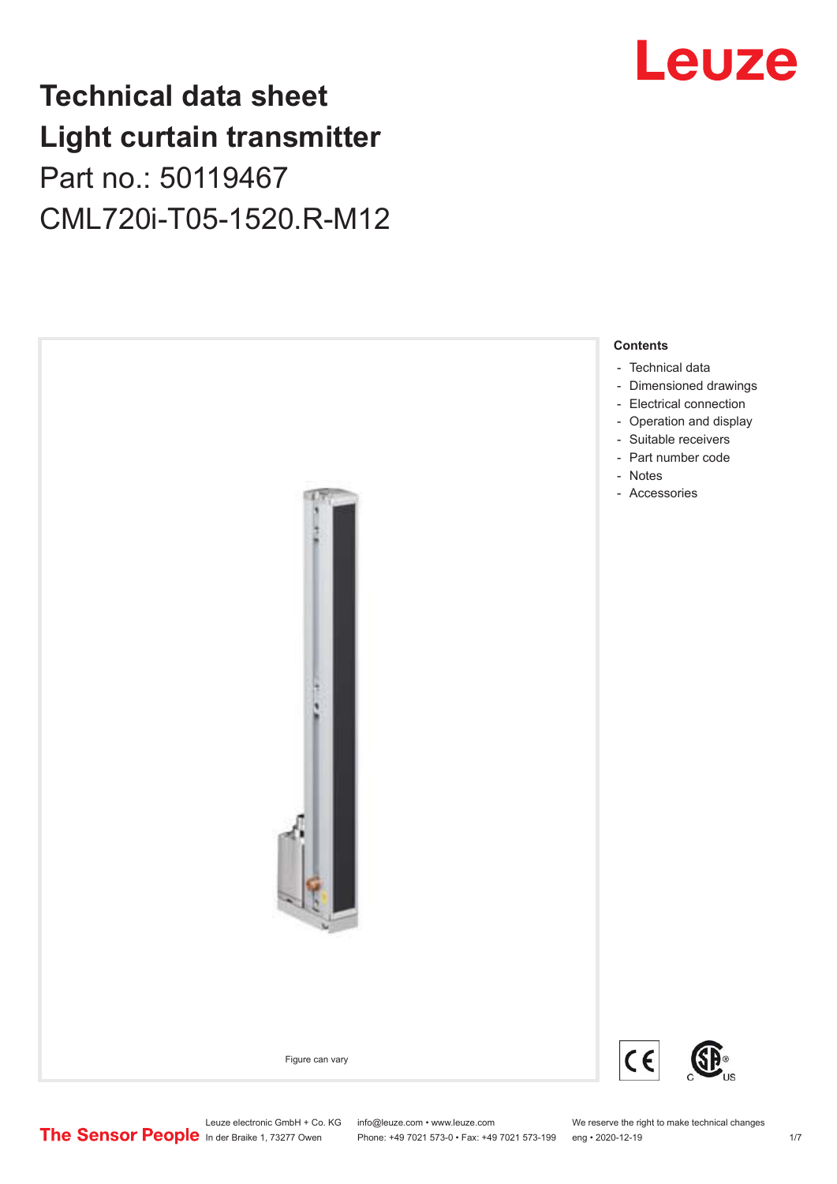# Technical data sheet
# Light curtain transmitter
## Part no.: 50119467
## CML720i-T05-1520.R-M12

Figure can vary

**Contents**

- Technical data
- Dimensioned drawings
- Electrical connection
- Operation and display
- Suitable receivers
- Part number code
- Notes
- Accessories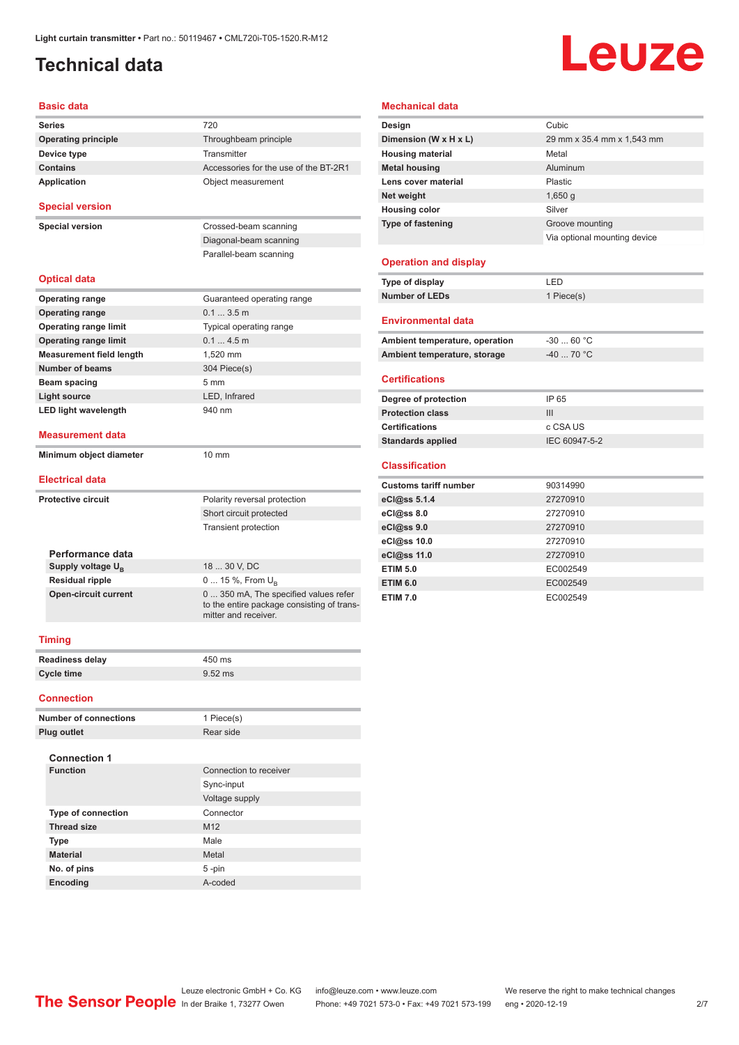# Technical data

## Basic data

| | |
|---|---|
| **Series** | 720 |
| **Operating principle** | Throughbeam principle |
| **Device type** | Transmitter |
| **Contains** | Accessories for the use of the BT-2R1 |
| **Application** | Object measurement |

## Special version

| | |
|---|---|
| **Special version** | Crossed-beam scanning |
| | Diagonal-beam scanning |
| | Parallel-beam scanning |

## Optical data

| | |
|---|---|
| **Operating range** | Guaranteed operating range |
| **Operating range** | 0.1 ... 3.5 m |
| **Operating range limit** | Typical operating range |
| **Operating range limit** | 0.1 ... 4.5 m |
| **Measurement field length** | 1,520 mm |
| **Number of beams** | 304 Piece(s) |
| **Beam spacing** | 5 mm |
| **Light source** | LED, Infrared |
| **LED light wavelength** | 940 nm |

## Measurement data

| | |
|---|---|
| **Minimum object diameter** | 10 mm |

## Electrical data

| | |
|---|---|
| **Protective circuit** | Polarity reversal protection |
| | Short circuit protected |
| | Transient protection |

### Performance data

| | |
|---|---|
| **Supply voltage $U_B$** | 18 ... 30 V, DC |
| **Residual ripple** | 0 ... 15 %, From $U_B$ |
| **Open-circuit current** | 0 ... 350 mA, The specified values refer to the entire package consisting of transmitter and receiver. |

## Timing

| | |
|---|---|
| **Readiness delay** | 450 ms |
| **Cycle time** | 9.52 ms |

## Connection

| | |
|---|---|
| **Number of connections** | 1 Piece(s) |
| **Plug outlet** | Rear side |

### Connection 1

| | |
|---|---|
| **Function** | Connection to receiver |
| | Sync-input |
| | Voltage supply |
| **Type of connection** | Connector |
| **Thread size** | M12 |
| **Type** | Male |
| **Material** | Metal |
| **No. of pins** | 5 -pin |
| **Encoding** | A-coded |

## Mechanical data

| | |
|---|---|
| **Design** | Cubic |
| **Dimension (W x H x L)** | 29 mm x 35.4 mm x 1,543 mm |
| **Housing material** | Metal |
| **Metal housing** | Aluminum |
| **Lens cover material** | Plastic |
| **Net weight** | 1,650 g |
| **Housing color** | Silver |
| **Type of fastening** | Groove mounting |
| | Via optional mounting device |

## Operation and display

| | |
|---|---|
| **Type of display** | LED |
| **Number of LEDs** | 1 Piece(s) |

## Environmental data

| | |
|---|---|
| **Ambient temperature, operation** | -30 ... 60 °C |
| **Ambient temperature, storage** | -40 ... 70 °C |

## Certifications

| | |
|---|---|
| **Degree of protection** | IP 65 |
| **Protection class** | III |
| **Certifications** | c CSA US |
| **Standards applied** | IEC 60947-5-2 |

## Classification

| | |
|---|---|
| **Customs tariff number** | 90314990 |
| **eCl@ss 5.1.4** | 27270910 |
| **eCl@ss 8.0** | 27270910 |
| **eCl@ss 9.0** | 27270910 |
| **eCl@ss 10.0** | 27270910 |
| **eCl@ss 11.0** | 27270910 |
| **ETIM 5.0** | EC002549 |
| **ETIM 6.0** | EC002549 |
| **ETIM 7.0** | EC002549 |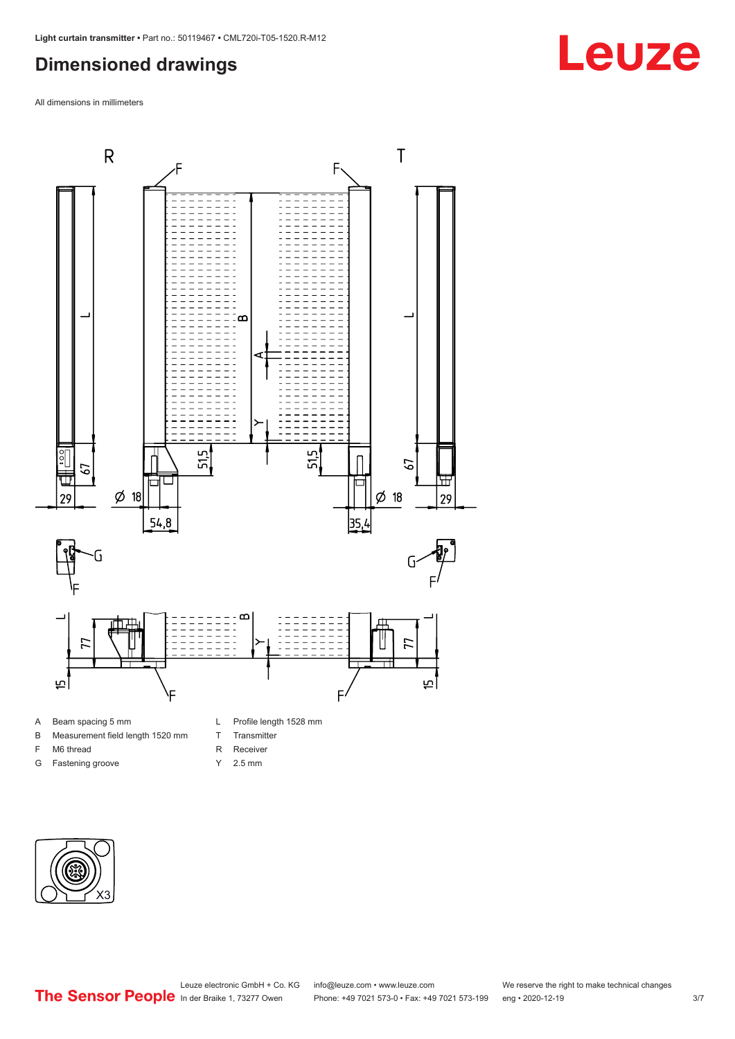# Dimensioned drawings

All dimensions in millimeters

A Beam spacing 5 mm
B Measurement field length 1520 mm
F M6 thread
G Fastening groove
L Profile length 1528 mm
T Transmitter
R Receiver
Y 2.5 mm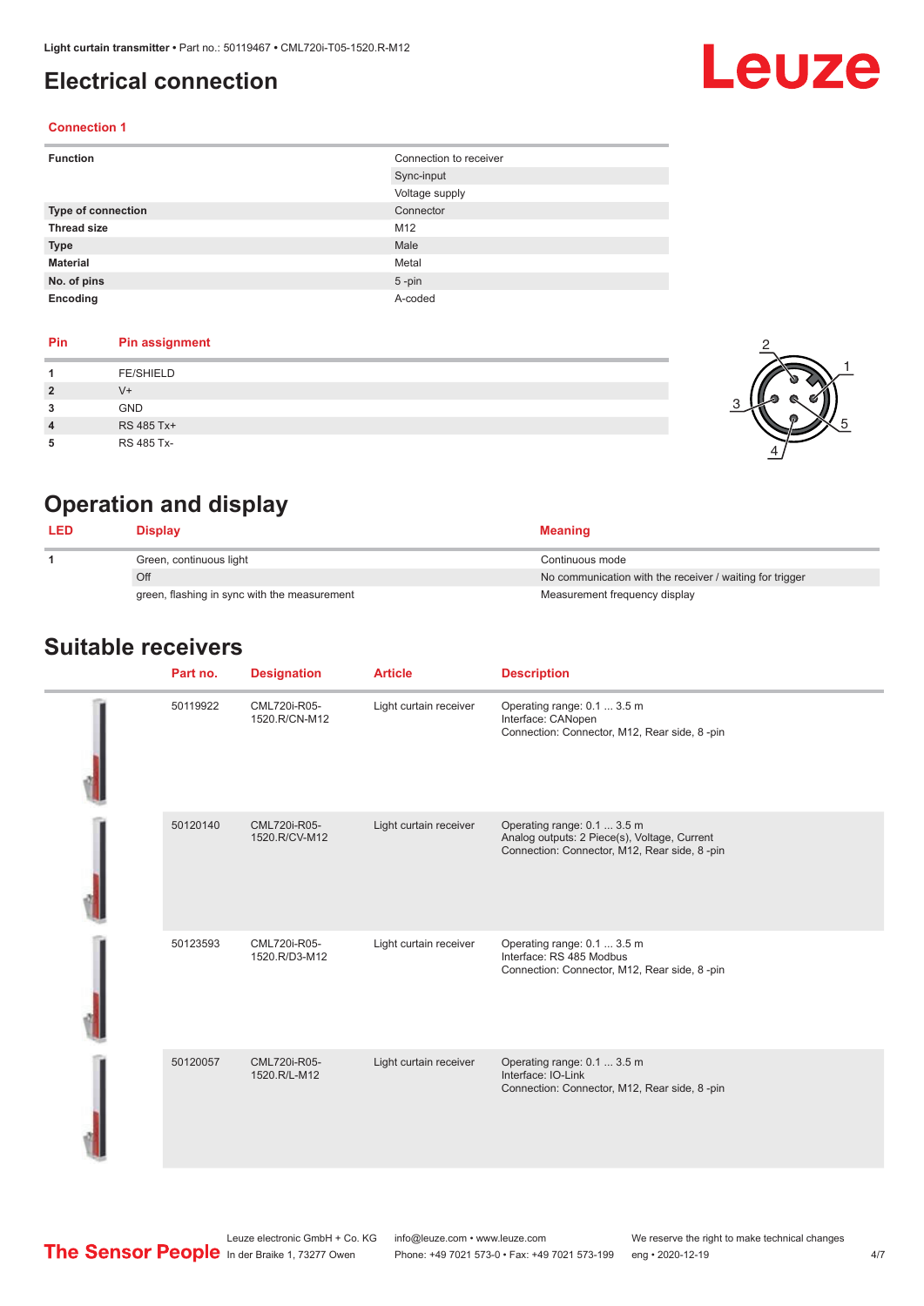# Electrical connection

## Connection 1

| | |
|---|---|
| **Function** | Connection to receiver |
| | Sync-input |
| | Voltage supply |
| **Type of connection** | Connector |
| **Thread size** | M12 |
| **Type** | Male |
| **Material** | Metal |
| **No. of pins** | 5 -pin |
| **Encoding** | A-coded |

| Pin | Pin assignment |
|---|---|
| **1** | FE/SHIELD |
| **2** | V+ |
| **3** | GND |
| **4** | RS 485 Tx+ |
| **5** | RS 485 Tx- |

# Operation and display

| LED | Display | Meaning |
|---|---|---|
| **1** | Green, continuous light | Continuous mode |
| | Off | No communication with the receiver / waiting for trigger |
| | green, flashing in sync with the measurement | Measurement frequency display |

# Suitable receivers

| Part no. | Designation | Article | Description |
|---|---|---|---|
| 50119922 | CML720i-R05-1520.R/CN-M12 | Light curtain receiver | Operating range: 0.1 ... 3.5 m<br>Interface: CANopen<br>Connection: Connector, M12, Rear side, 8 -pin |
| 50120140 | CML720i-R05-1520.R/CV-M12 | Light curtain receiver | Operating range: 0.1 ... 3.5 m<br>Analog outputs: 2 Piece(s), Voltage, Current<br>Connection: Connector, M12, Rear side, 8 -pin |
| 50123593 | CML720i-R05-1520.R/D3-M12 | Light curtain receiver | Operating range: 0.1 ... 3.5 m<br>Interface: RS 485 Modbus<br>Connection: Connector, M12, Rear side, 8 -pin |
| 50120057 | CML720i-R05-1520.R/L-M12 | Light curtain receiver | Operating range: 0.1 ... 3.5 m<br>Interface: IO-Link<br>Connection: Connector, M12, Rear side, 8 -pin |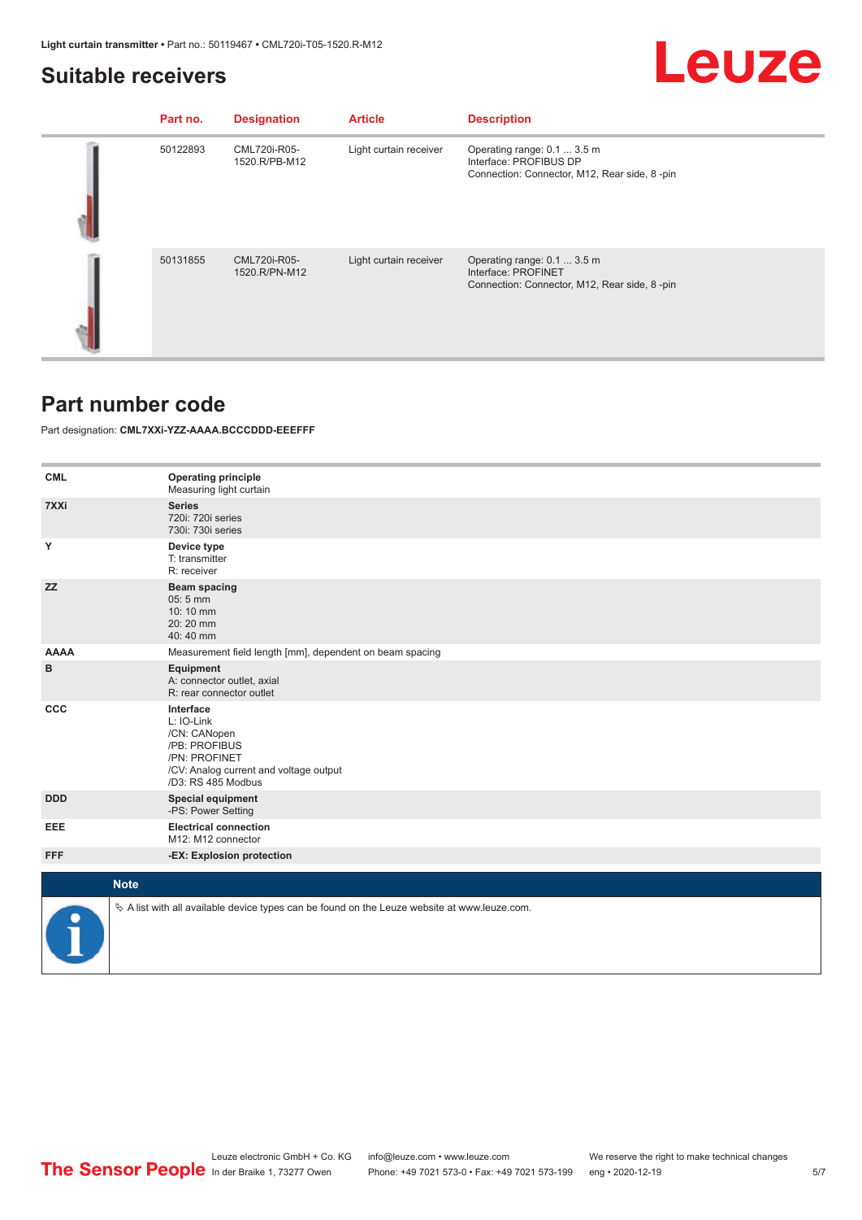## Suitable receivers

| Part no. | Designation | Article | Description |
|---|---|---|---|
| 50122893 | CML720i-R05-1520.R/PB-M12 | Light curtain receiver | Operating range: 0.1 ... 3.5 m<br>Interface: PROFIBUS DP<br>Connection: Connector, M12, Rear side, 8 -pin |
| 50131855 | CML720i-R05-1520.R/PN-M12 | Light curtain receiver | Operating range: 0.1 ... 3.5 m<br>Interface: PROFINET<br>Connection: Connector, M12, Rear side, 8 -pin |

## Part number code

Part designation: **CML7XXi-YZZ-AAAA.BCCCDDD-EEEFFF**

| | |
|---|---|
| CML | **Operating principle**<br>Measuring light curtain |
| 7XXi | **Series**<br>720i: 720i series<br>730i: 730i series |
| Y | **Device type**<br>T: transmitter<br>R: receiver |
| ZZ | **Beam spacing**<br>05: 5 mm<br>10: 10 mm<br>20: 20 mm<br>40: 40 mm |
| AAAA | Measurement field length [mm], dependent on beam spacing |
| B | **Equipment**<br>A: connector outlet, axial<br>R: rear connector outlet |
| CCC | **Interface**<br>L: IO-Link<br>/CN: CANopen<br>/PB: PROFIBUS<br>/PN: PROFINET<br>/CV: Analog current and voltage output<br>/D3: RS 485 Modbus |
| DDD | **Special equipment**<br>-PS: Power Setting |
| EEE | **Electrical connection**<br>M12: M12 connector |
| FFF | **-EX: Explosion protection** |

**Note**

✎ A list with all available device types can be found on the Leuze website at www.leuze.com.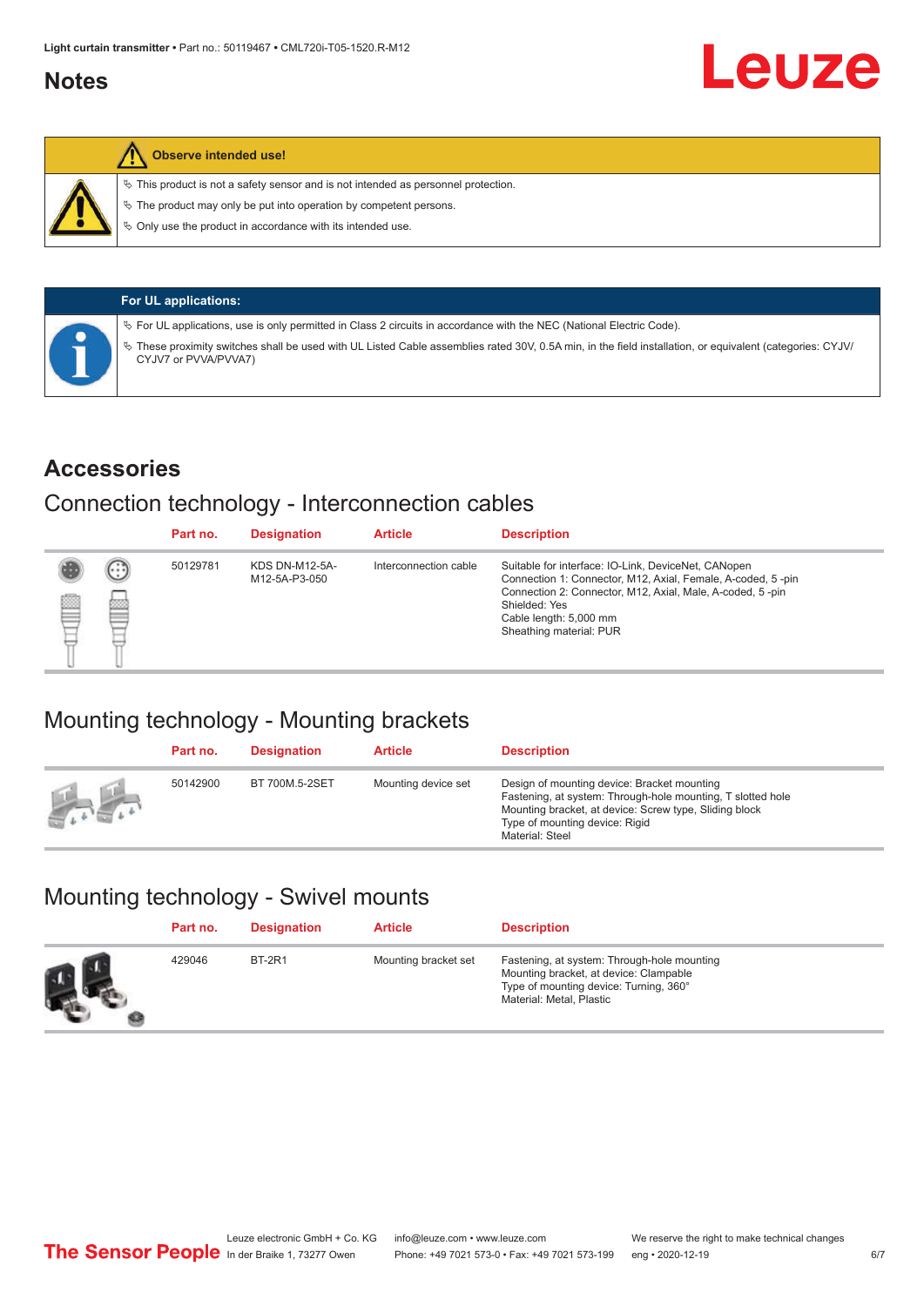# Notes

**Observe intended use!**

- This product is not a safety sensor and is not intended as personnel protection.
- The product may only be put into operation by competent persons.
- Only use the product in accordance with its intended use.

**For UL applications:**

- For UL applications, use is only permitted in Class 2 circuits in accordance with the NEC (National Electric Code).
- These proximity switches shall be used with UL Listed Cable assemblies rated 30V, 0.5A min, in the field installation, or equivalent (categories: CYJV/CYJV7 or PVVA/PVVA7)

## Accessories

### Connection technology - Interconnection cables

| Part no. | Designation | Article | Description |
|---|---|---|---|
| 50129781 | KDS DN-M12-5A-M12-5A-P3-050 | Interconnection cable | Suitable for interface: IO-Link, DeviceNet, CANopen<br>Connection 1: Connector, M12, Axial, Female, A-coded, 5 -pin<br>Connection 2: Connector, M12, Axial, Male, A-coded, 5 -pin<br>Shielded: Yes<br>Cable length: 5,000 mm<br>Sheathing material: PUR |

### Mounting technology - Mounting brackets

| Part no. | Designation | Article | Description |
|---|---|---|---|
| 50142900 | BT 700M.5-2SET | Mounting device set | Design of mounting device: Bracket mounting<br>Fastening, at system: Through-hole mounting, T slotted hole<br>Mounting bracket, at device: Screw type, Sliding block<br>Type of mounting device: Rigid<br>Material: Steel |

### Mounting technology - Swivel mounts

| Part no. | Designation | Article | Description |
|---|---|---|---|
| 429046 | BT-2R1 | Mounting bracket set | Fastening, at system: Through-hole mounting<br>Mounting bracket, at device: Clampable<br>Type of mounting device: Turning, 360°<br>Material: Metal, Plastic |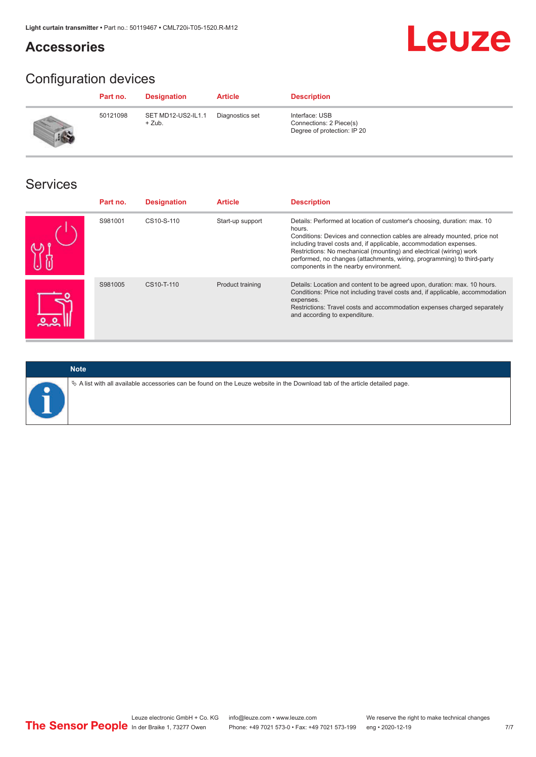## Accessories

### Configuration devices

| | Part no. | Designation | Article | Description |
|---|---|---|---|---|
| | 50121098 | SET MD12-US2-IL1.1 + Zub. | Diagnostics set | Interface: USB<br>Connections: 2 Piece(s)<br>Degree of protection: IP 20 |

### Services

| | Part no. | Designation | Article | Description |
|---|---|---|---|---|
| | S981001 | CS10-S-110 | Start-up support | Details: Performed at location of customer's choosing, duration: max. 10 hours.<br>Conditions: Devices and connection cables are already mounted, price not including travel costs and, if applicable, accommodation expenses.<br>Restrictions: No mechanical (mounting) and electrical (wiring) work performed, no changes (attachments, wiring, programming) to third-party components in the nearby environment. |
| | S981005 | CS10-T-110 | Product training | Details: Location and content to be agreed upon, duration: max. 10 hours.<br>Conditions: Price not including travel costs and, if applicable, accommodation expenses.<br>Restrictions: Travel costs and accommodation expenses charged separately and according to expenditure. |

**Note**

↳ A list with all available accessories can be found on the Leuze website in the Download tab of the article detailed page.